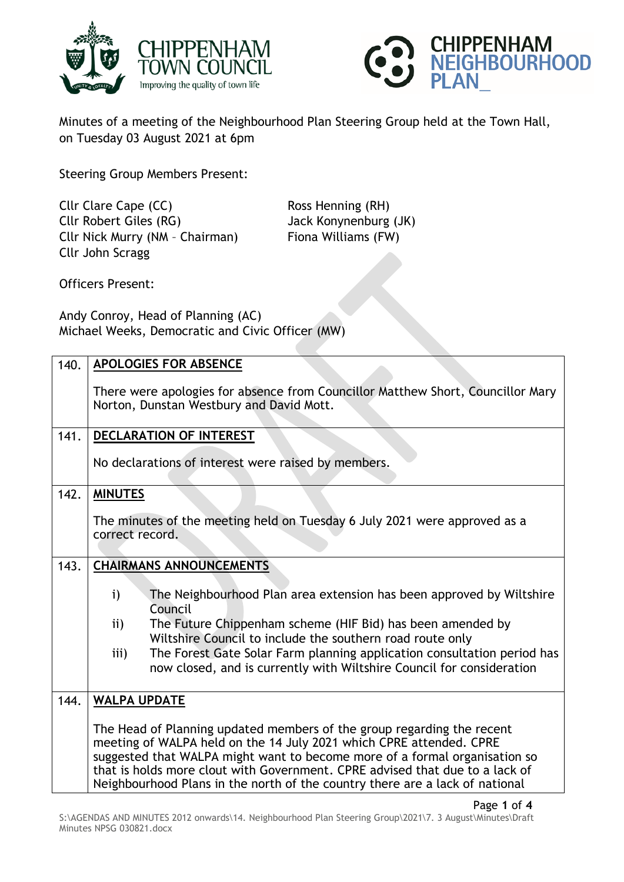Minutes of a meeting of the Neighbourhood Plan Steering Group held at the Town Hall, on Tuesday 03 August 2021 at 6pm

Steering Group Members Present:

Cllr Clare Cape (CC)
Cllr Robert Giles (RG)
Cllr Nick Murry (NM – Chairman)
Cllr John Scragg
Ross Henning (RH)
Jack Konynenburg (JK)
Fiona Williams (FW)

Officers Present:

Andy Conroy, Head of Planning (AC)
Michael Weeks, Democratic and Civic Officer (MW)

| | |
|---|---|
| 140. | **APOLOGIES FOR ABSENCE**<br><br>There were apologies for absence from Councillor Matthew Short, Councillor Mary Norton, Dunstan Westbury and David Mott. |
| 141. | **DECLARATION OF INTEREST**<br><br>No declarations of interest were raised by members. |
| 142. | **MINUTES**<br><br>The minutes of the meeting held on Tuesday 6 July 2021 were approved as a correct record. |
| 143. | **CHAIRMANS ANNOUNCEMENTS**<br><br>i) The Neighbourhood Plan area extension has been approved by Wiltshire Council<br>ii) The Future Chippenham scheme (HIF Bid) has been amended by Wiltshire Council to include the southern road route only<br>iii) The Forest Gate Solar Farm planning application consultation period has now closed, and is currently with Wiltshire Council for consideration |
| 144. | **WALPA UPDATE**<br><br>The Head of Planning updated members of the group regarding the recent meeting of WALPA held on the 14 July 2021 which CPRE attended. CPRE suggested that WALPA might want to become more of a formal organisation so that is holds more clout with Government. CPRE advised that due to a lack of Neighbourhood Plans in the north of the country there are a lack of national |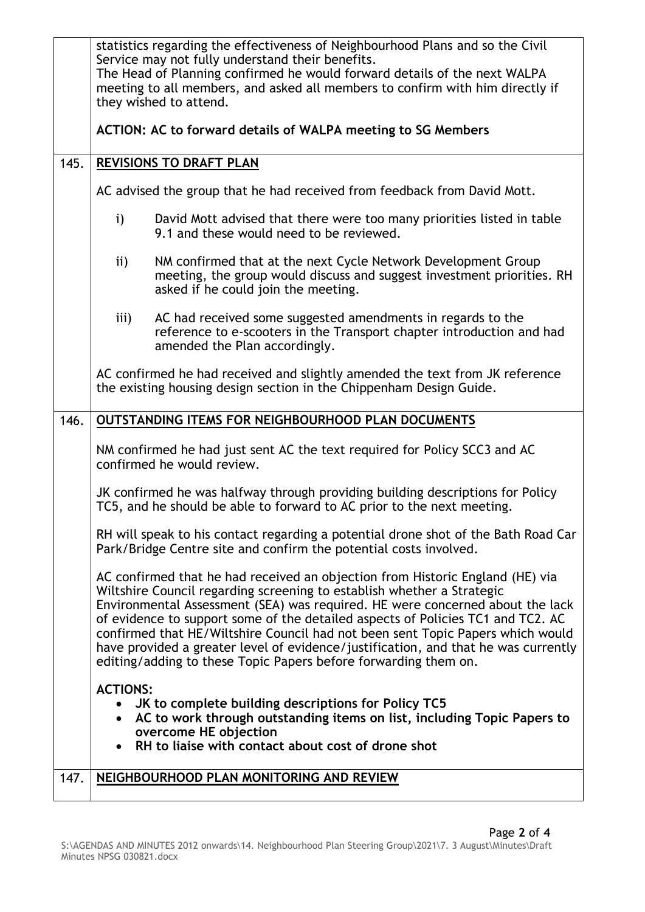statistics regarding the effectiveness of Neighbourhood Plans and so the Civil Service may not fully understand their benefits.

The Head of Planning confirmed he would forward details of the next WALPA meeting to all members, and asked all members to confirm with him directly if they wished to attend.

**ACTION: AC to forward details of WALPA meeting to SG Members**

## 145. REVISIONS TO DRAFT PLAN

AC advised the group that he had received from feedback from David Mott.

i) David Mott advised that there were too many priorities listed in table 9.1 and these would need to be reviewed.

ii) NM confirmed that at the next Cycle Network Development Group meeting, the group would discuss and suggest investment priorities. RH asked if he could join the meeting.

iii) AC had received some suggested amendments in regards to the reference to e-scooters in the Transport chapter introduction and had amended the Plan accordingly.

AC confirmed he had received and slightly amended the text from JK reference the existing housing design section in the Chippenham Design Guide.

## 146. OUTSTANDING ITEMS FOR NEIGHBOURHOOD PLAN DOCUMENTS

NM confirmed he had just sent AC the text required for Policy SCC3 and AC confirmed he would review.

JK confirmed he was halfway through providing building descriptions for Policy TC5, and he should be able to forward to AC prior to the next meeting.

RH will speak to his contact regarding a potential drone shot of the Bath Road Car Park/Bridge Centre site and confirm the potential costs involved.

AC confirmed that he had received an objection from Historic England (HE) via Wiltshire Council regarding screening to establish whether a Strategic Environmental Assessment (SEA) was required. HE were concerned about the lack of evidence to support some of the detailed aspects of Policies TC1 and TC2. AC confirmed that HE/Wiltshire Council had not been sent Topic Papers which would have provided a greater level of evidence/justification, and that he was currently editing/adding to these Topic Papers before forwarding them on.

**ACTIONS:**

- **JK to complete building descriptions for Policy TC5**
- **AC to work through outstanding items on list, including Topic Papers to overcome HE objection**
- **RH to liaise with contact about cost of drone shot**

## 147. NEIGHBOURHOOD PLAN MONITORING AND REVIEW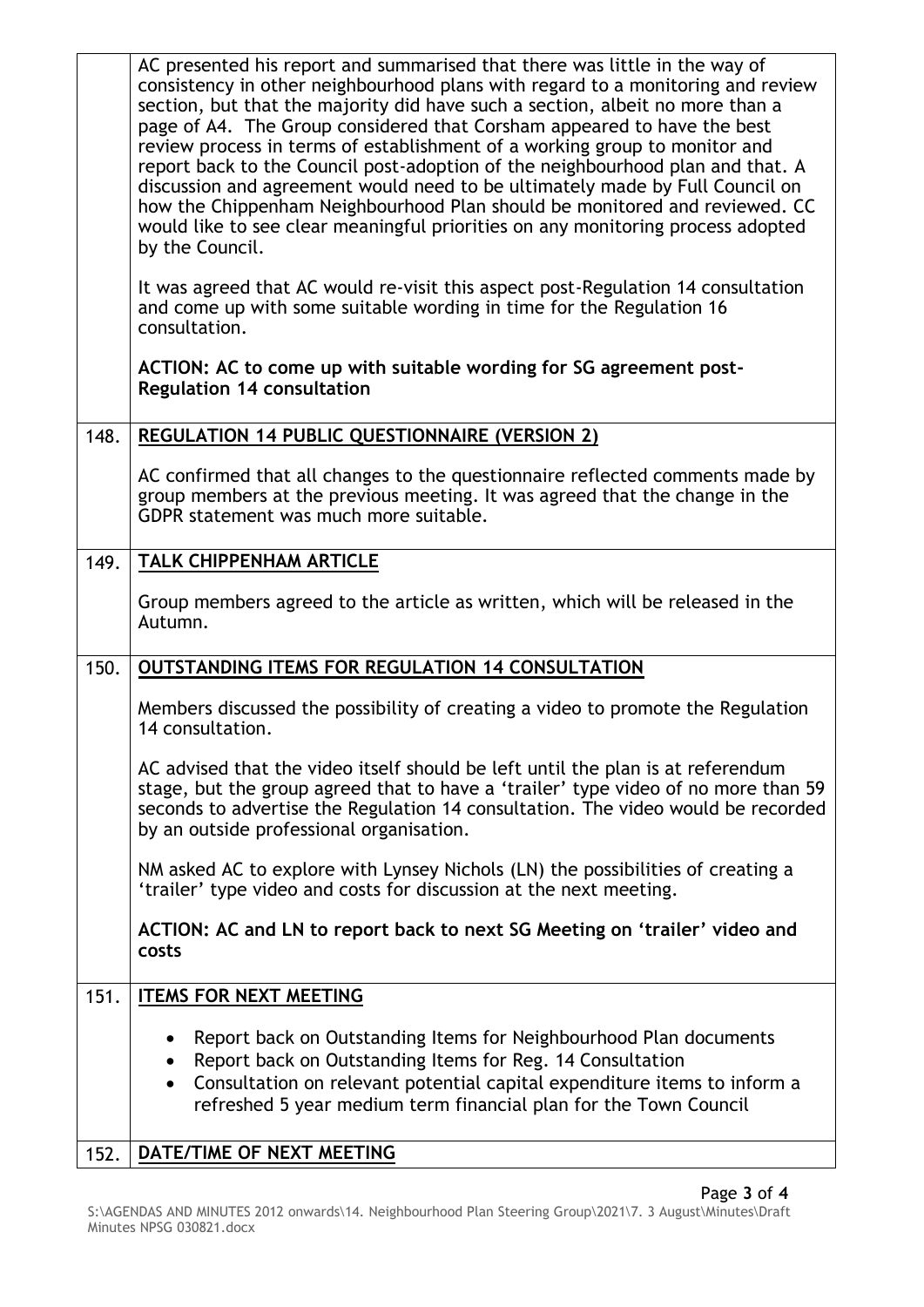|  |  |
|---|---|
|  | AC presented his report and summarised that there was little in the way of consistency in other neighbourhood plans with regard to a monitoring and review section, but that the majority did have such a section, albeit no more than a page of A4. The Group considered that Corsham appeared to have the best review process in terms of establishment of a working group to monitor and report back to the Council post-adoption of the neighbourhood plan and that. A discussion and agreement would need to be ultimately made by Full Council on how the Chippenham Neighbourhood Plan should be monitored and reviewed. CC would like to see clear meaningful priorities on any monitoring process adopted by the Council.<br><br>It was agreed that AC would re-visit this aspect post-Regulation 14 consultation and come up with some suitable wording in time for the Regulation 16 consultation.<br><br>**ACTION: AC to come up with suitable wording for SG agreement post-Regulation 14 consultation** |
| 148. | **REGULATION 14 PUBLIC QUESTIONNAIRE (VERSION 2)**<br><br>AC confirmed that all changes to the questionnaire reflected comments made by group members at the previous meeting. It was agreed that the change in the GDPR statement was much more suitable. |
| 149. | **TALK CHIPPENHAM ARTICLE**<br><br>Group members agreed to the article as written, which will be released in the Autumn. |
| 150. | **OUTSTANDING ITEMS FOR REGULATION 14 CONSULTATION**<br><br>Members discussed the possibility of creating a video to promote the Regulation 14 consultation.<br><br>AC advised that the video itself should be left until the plan is at referendum stage, but the group agreed that to have a 'trailer' type video of no more than 59 seconds to advertise the Regulation 14 consultation. The video would be recorded by an outside professional organisation.<br><br>NM asked AC to explore with Lynsey Nichols (LN) the possibilities of creating a 'trailer' type video and costs for discussion at the next meeting.<br><br>**ACTION: AC and LN to report back to next SG Meeting on 'trailer' video and costs** |
| 151. | **ITEMS FOR NEXT MEETING**<br><br>• Report back on Outstanding Items for Neighbourhood Plan documents<br>• Report back on Outstanding Items for Reg. 14 Consultation<br>• Consultation on relevant potential capital expenditure items to inform a refreshed 5 year medium term financial plan for the Town Council |
| 152. | **DATE/TIME OF NEXT MEETING** |

S:\AGENDAS AND MINUTES 2012 onwards\14. Neighbourhood Plan Steering Group\2021\7. 3 August\Minutes\Draft Minutes NPSG 030821.docx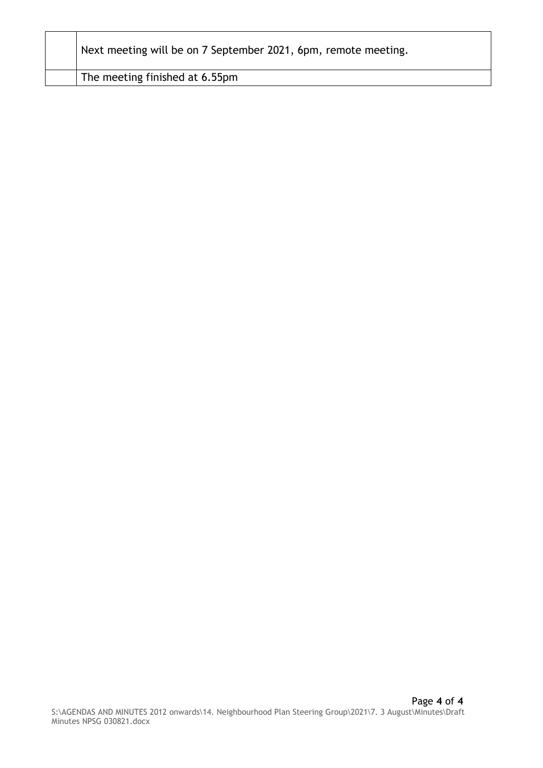| | |
|---|---|
| | Next meeting will be on 7 September 2021, 6pm, remote meeting. |
| | The meeting finished at 6.55pm |